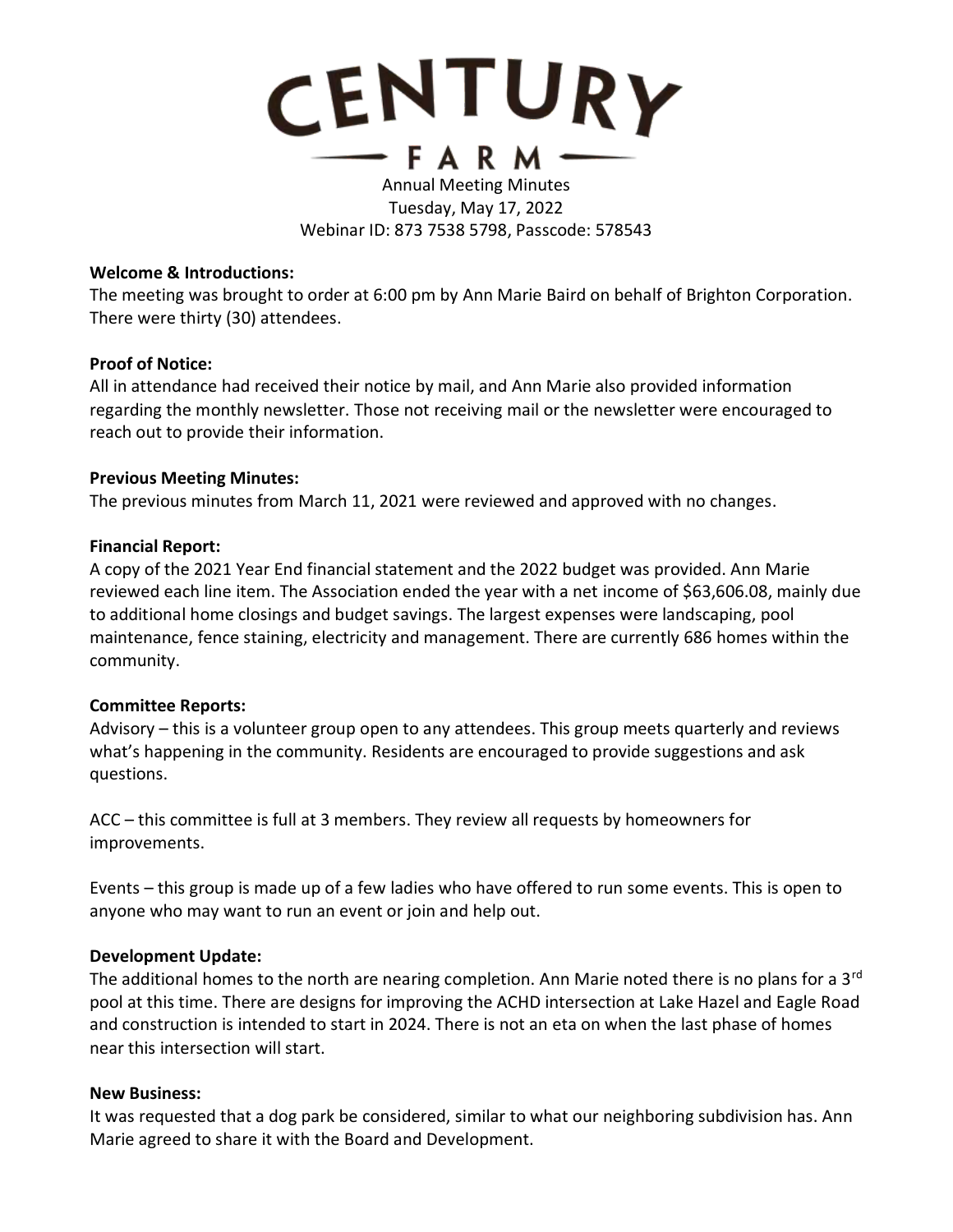# CENTURY FARM

Annual Meeting Minutes
Tuesday, May 17, 2022
Webinar ID: 873 7538 5798, Passcode: 578543

**Welcome & Introductions:**
The meeting was brought to order at 6:00 pm by Ann Marie Baird on behalf of Brighton Corporation. There were thirty (30) attendees.

**Proof of Notice:**
All in attendance had received their notice by mail, and Ann Marie also provided information regarding the monthly newsletter. Those not receiving mail or the newsletter were encouraged to reach out to provide their information.

**Previous Meeting Minutes:**
The previous minutes from March 11, 2021 were reviewed and approved with no changes.

**Financial Report:**
A copy of the 2021 Year End financial statement and the 2022 budget was provided. Ann Marie reviewed each line item. The Association ended the year with a net income of $63,606.08, mainly due to additional home closings and budget savings. The largest expenses were landscaping, pool maintenance, fence staining, electricity and management. There are currently 686 homes within the community.

**Committee Reports:**
Advisory – this is a volunteer group open to any attendees. This group meets quarterly and reviews what's happening in the community. Residents are encouraged to provide suggestions and ask questions.

ACC – this committee is full at 3 members. They review all requests by homeowners for improvements.

Events – this group is made up of a few ladies who have offered to run some events. This is open to anyone who may want to run an event or join and help out.

**Development Update:**
The additional homes to the north are nearing completion. Ann Marie noted there is no plans for a 3rd pool at this time. There are designs for improving the ACHD intersection at Lake Hazel and Eagle Road and construction is intended to start in 2024. There is not an eta on when the last phase of homes near this intersection will start.

**New Business:**
It was requested that a dog park be considered, similar to what our neighboring subdivision has. Ann Marie agreed to share it with the Board and Development.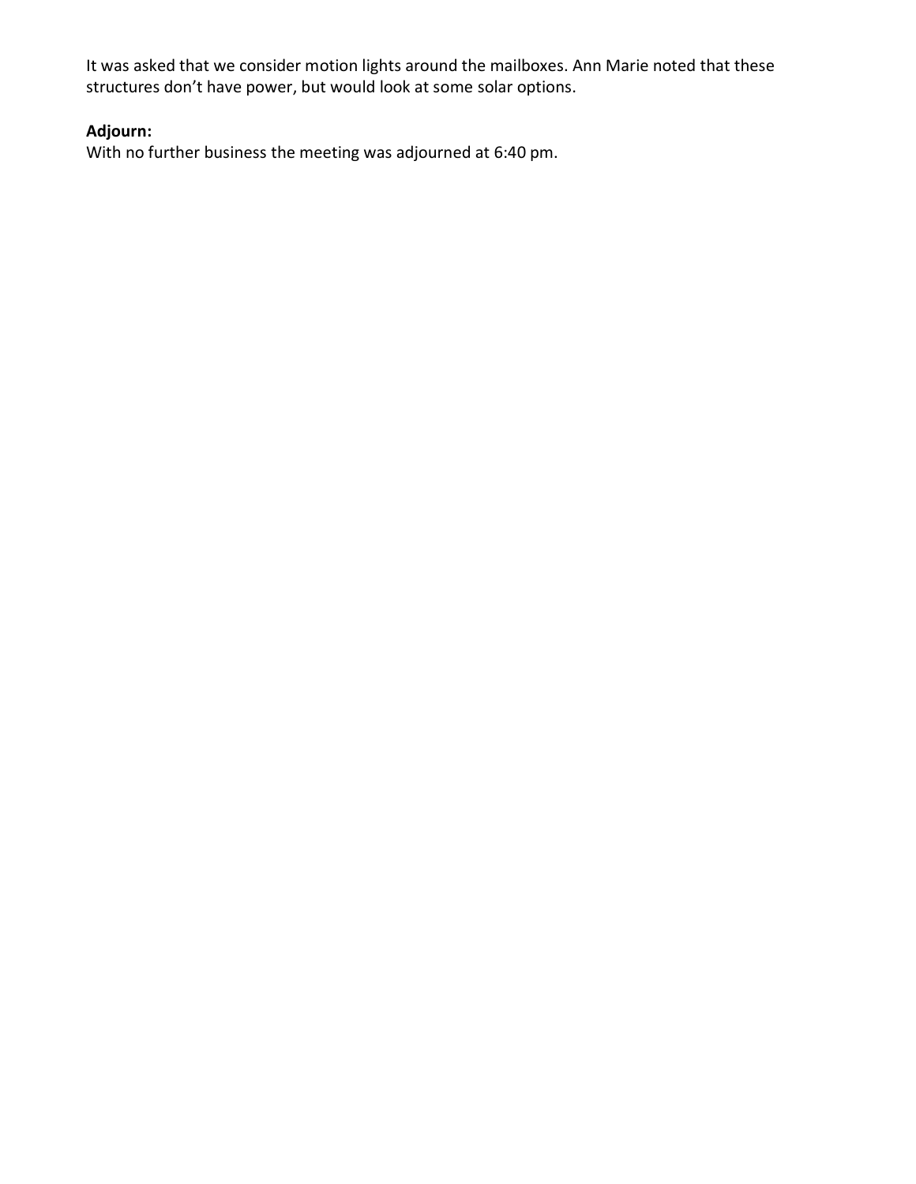It was asked that we consider motion lights around the mailboxes. Ann Marie noted that these structures don't have power, but would look at some solar options.

**Adjourn:**
With no further business the meeting was adjourned at 6:40 pm.